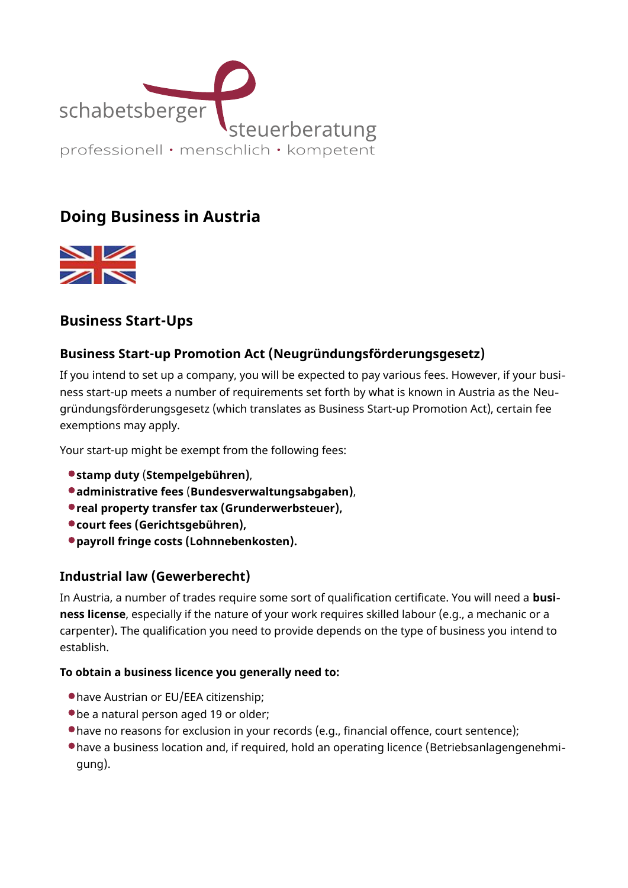schabetsberger steuerberatung

professionell • menschlich • kompetent

# Doing Business in Austria

## Business Start-Ups

### Business Start-up Promotion Act (Neugründungsförderungsgesetz)

If you intend to set up a company, you will be expected to pay various fees. However, if your business start-up meets a number of requirements set forth by what is known in Austria as the Neugründungsförderungsgesetz (which translates as Business Start-up Promotion Act), certain fee exemptions may apply.

Your start-up might be exempt from the following fees:

- **stamp duty** (**Stempelgebühren)**,
- **administrative fees** (**Bundesverwaltungsabgaben)**,
- **real property transfer tax (Grunderwerbsteuer),**
- **court fees (Gerichtsgebühren),**
- **payroll fringe costs (Lohnnebenkosten).**

### Industrial law (Gewerberecht)

In Austria, a number of trades require some sort of qualification certificate. You will need a **business license**, especially if the nature of your work requires skilled labour (e.g., a mechanic or a carpenter)**.** The qualification you need to provide depends on the type of business you intend to establish.

**To obtain a business licence you generally need to:**

- have Austrian or EU/EEA citizenship;
- be a natural person aged 19 or older;
- have no reasons for exclusion in your records (e.g., financial offence, court sentence);
- have a business location and, if required, hold an operating licence (Betriebsanlagengenehmigung).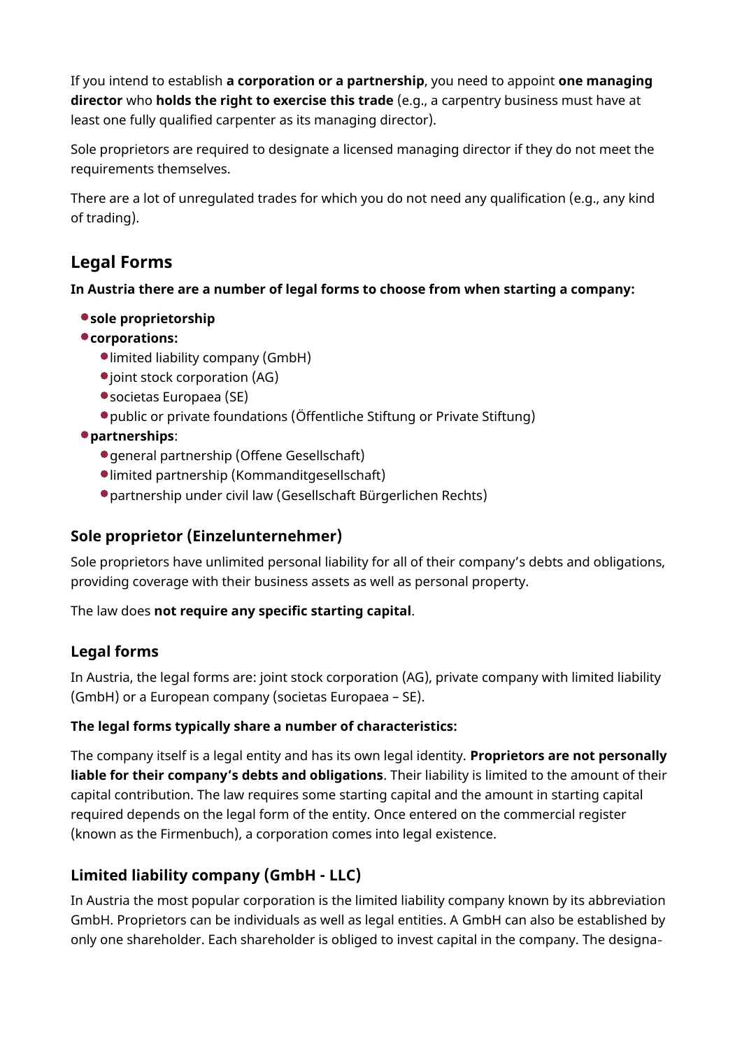If you intend to establish **a corporation or a partnership**, you need to appoint **one managing director** who **holds the right to exercise this trade** (e.g., a carpentry business must have at least one fully qualified carpenter as its managing director).

Sole proprietors are required to designate a licensed managing director if they do not meet the requirements themselves.

There are a lot of unregulated trades for which you do not need any qualification (e.g., any kind of trading).

## Legal Forms

**In Austria there are a number of legal forms to choose from when starting a company:**

- **sole proprietorship**
- **corporations:**
  - limited liability company (GmbH)
  - joint stock corporation (AG)
  - societas Europaea (SE)
  - public or private foundations (Öffentliche Stiftung or Private Stiftung)
- **partnerships**:
  - general partnership (Offene Gesellschaft)
  - limited partnership (Kommanditgesellschaft)
  - partnership under civil law (Gesellschaft Bürgerlichen Rechts)

### Sole proprietor (Einzelunternehmer)

Sole proprietors have unlimited personal liability for all of their company's debts and obligations, providing coverage with their business assets as well as personal property.

The law does **not require any specific starting capital**.

### Legal forms

In Austria, the legal forms are: joint stock corporation (AG), private company with limited liability (GmbH) or a European company (societas Europaea – SE).

**The legal forms typically share a number of characteristics:**

The company itself is a legal entity and has its own legal identity. **Proprietors are not personally liable for their company's debts and obligations**. Their liability is limited to the amount of their capital contribution. The law requires some starting capital and the amount in starting capital required depends on the legal form of the entity. Once entered on the commercial register (known as the Firmenbuch), a corporation comes into legal existence.

### Limited liability company (GmbH - LLC)

In Austria the most popular corporation is the limited liability company known by its abbreviation GmbH. Proprietors can be individuals as well as legal entities. A GmbH can also be established by only one shareholder. Each shareholder is obliged to invest capital in the company. The designa-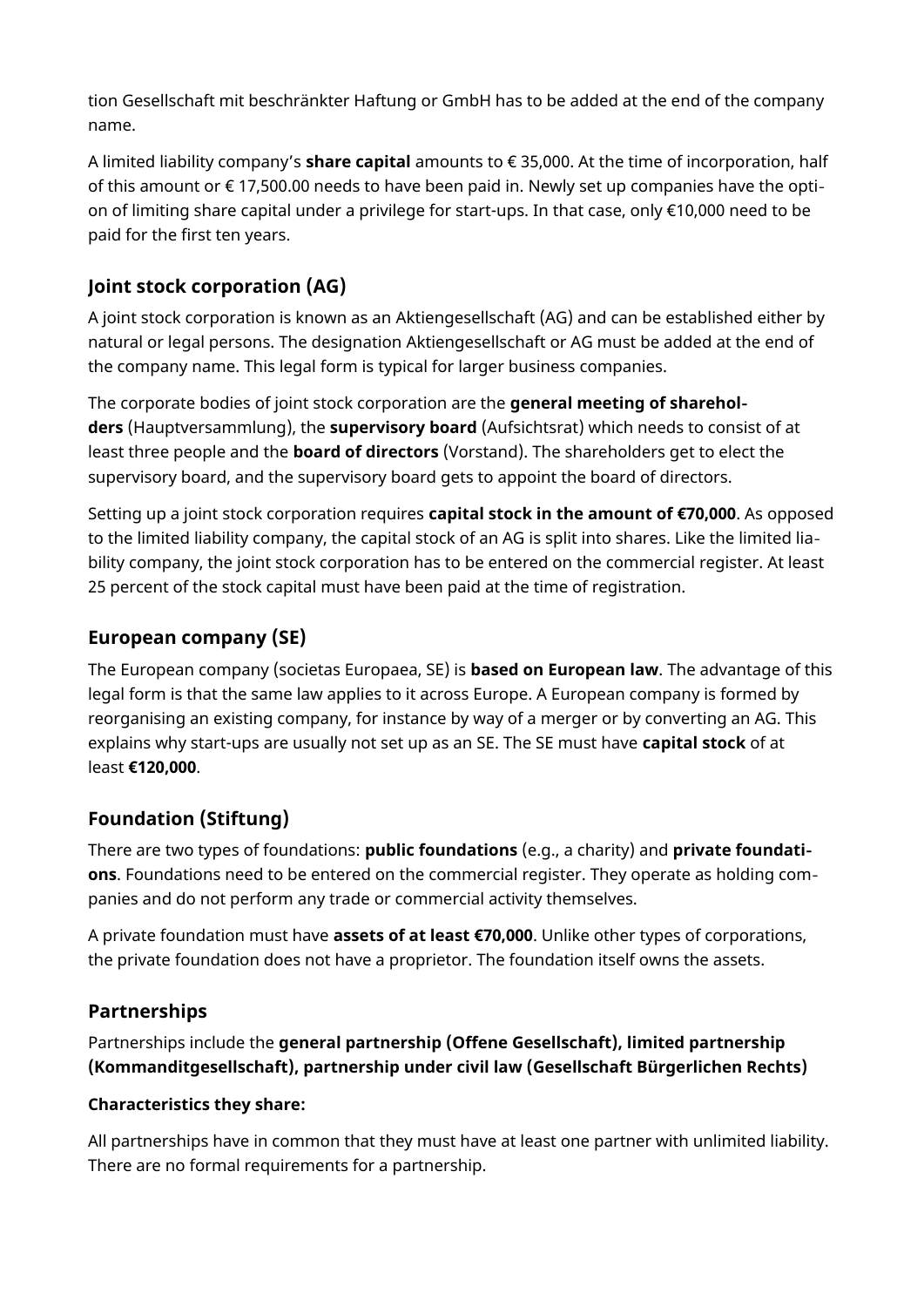tion Gesellschaft mit beschränkter Haftung or GmbH has to be added at the end of the company name.

A limited liability company's **share capital** amounts to € 35,000. At the time of incorporation, half of this amount or € 17,500.00 needs to have been paid in. Newly set up companies have the option of limiting share capital under a privilege for start-ups. In that case, only €10,000 need to be paid for the first ten years.

## Joint stock corporation (AG)

A joint stock corporation is known as an Aktiengesellschaft (AG) and can be established either by natural or legal persons. The designation Aktiengesellschaft or AG must be added at the end of the company name. This legal form is typical for larger business companies.

The corporate bodies of joint stock corporation are the **general meeting of shareholders** (Hauptversammlung), the **supervisory board** (Aufsichtsrat) which needs to consist of at least three people and the **board of directors** (Vorstand). The shareholders get to elect the supervisory board, and the supervisory board gets to appoint the board of directors.

Setting up a joint stock corporation requires **capital stock in the amount of €70,000**. As opposed to the limited liability company, the capital stock of an AG is split into shares. Like the limited liability company, the joint stock corporation has to be entered on the commercial register. At least 25 percent of the stock capital must have been paid at the time of registration.

## European company (SE)

The European company (societas Europaea, SE) is **based on European law**. The advantage of this legal form is that the same law applies to it across Europe. A European company is formed by reorganising an existing company, for instance by way of a merger or by converting an AG. This explains why start-ups are usually not set up as an SE. The SE must have **capital stock** of at least **€120,000**.

## Foundation (Stiftung)

There are two types of foundations: **public foundations** (e.g., a charity) and **private foundations**. Foundations need to be entered on the commercial register. They operate as holding companies and do not perform any trade or commercial activity themselves.

A private foundation must have **assets of at least €70,000**. Unlike other types of corporations, the private foundation does not have a proprietor. The foundation itself owns the assets.

## Partnerships

Partnerships include the **general partnership (Offene Gesellschaft), limited partnership (Kommanditgesellschaft), partnership under civil law (Gesellschaft Bürgerlichen Rechts)**

**Characteristics they share:**

All partnerships have in common that they must have at least one partner with unlimited liability. There are no formal requirements for a partnership.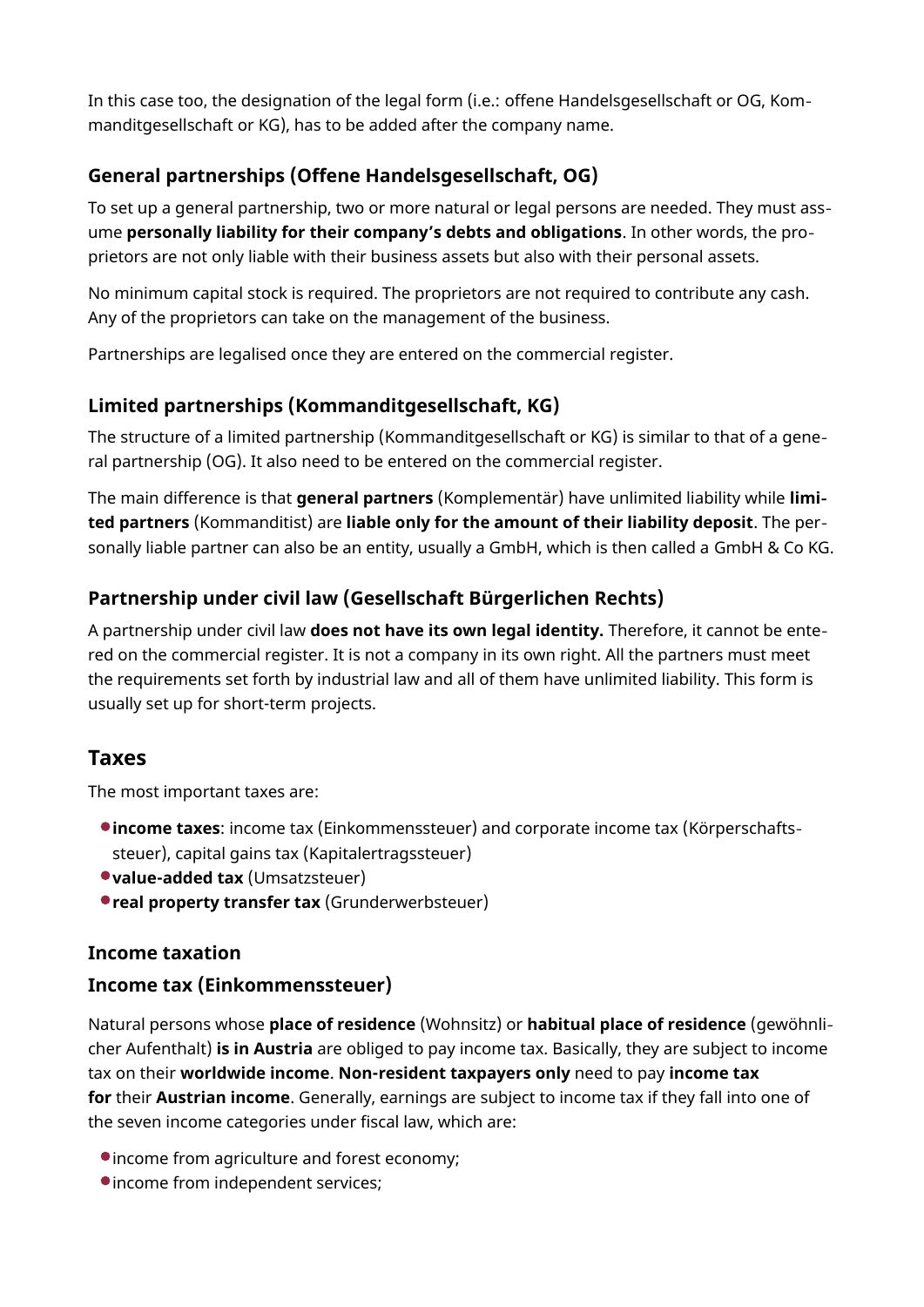In this case too, the designation of the legal form (i.e.: offene Handelsgesellschaft or OG, Kommanditgesellschaft or KG), has to be added after the company name.

### General partnerships (Offene Handelsgesellschaft, OG)

To set up a general partnership, two or more natural or legal persons are needed. They must assume **personally liability for their company's debts and obligations**. In other words, the proprietors are not only liable with their business assets but also with their personal assets.

No minimum capital stock is required. The proprietors are not required to contribute any cash. Any of the proprietors can take on the management of the business.

Partnerships are legalised once they are entered on the commercial register.

### Limited partnerships (Kommanditgesellschaft, KG)

The structure of a limited partnership (Kommanditgesellschaft or KG) is similar to that of a general partnership (OG). It also need to be entered on the commercial register.

The main difference is that **general partners** (Komplementär) have unlimited liability while **limited partners** (Kommanditist) are **liable only for the amount of their liability deposit**. The personally liable partner can also be an entity, usually a GmbH, which is then called a GmbH & Co KG.

### Partnership under civil law (Gesellschaft Bürgerlichen Rechts)

A partnership under civil law **does not have its own legal identity.** Therefore, it cannot be entered on the commercial register. It is not a company in its own right. All the partners must meet the requirements set forth by industrial law and all of them have unlimited liability. This form is usually set up for short-term projects.

## Taxes

The most important taxes are:

- **income taxes**: income tax (Einkommenssteuer) and corporate income tax (Körperschaftssteuer), capital gains tax (Kapitalertragssteuer)
- **value-added tax** (Umsatzsteuer)
- **real property transfer tax** (Grunderwerbsteuer)

### Income taxation

### Income tax (Einkommenssteuer)

Natural persons whose **place of residence** (Wohnsitz) or **habitual place of residence** (gewöhnlicher Aufenthalt) **is in Austria** are obliged to pay income tax. Basically, they are subject to income tax on their **worldwide income**. **Non-resident taxpayers only** need to pay **income tax for** their **Austrian income**. Generally, earnings are subject to income tax if they fall into one of the seven income categories under fiscal law, which are:

- income from agriculture and forest economy;
- income from independent services;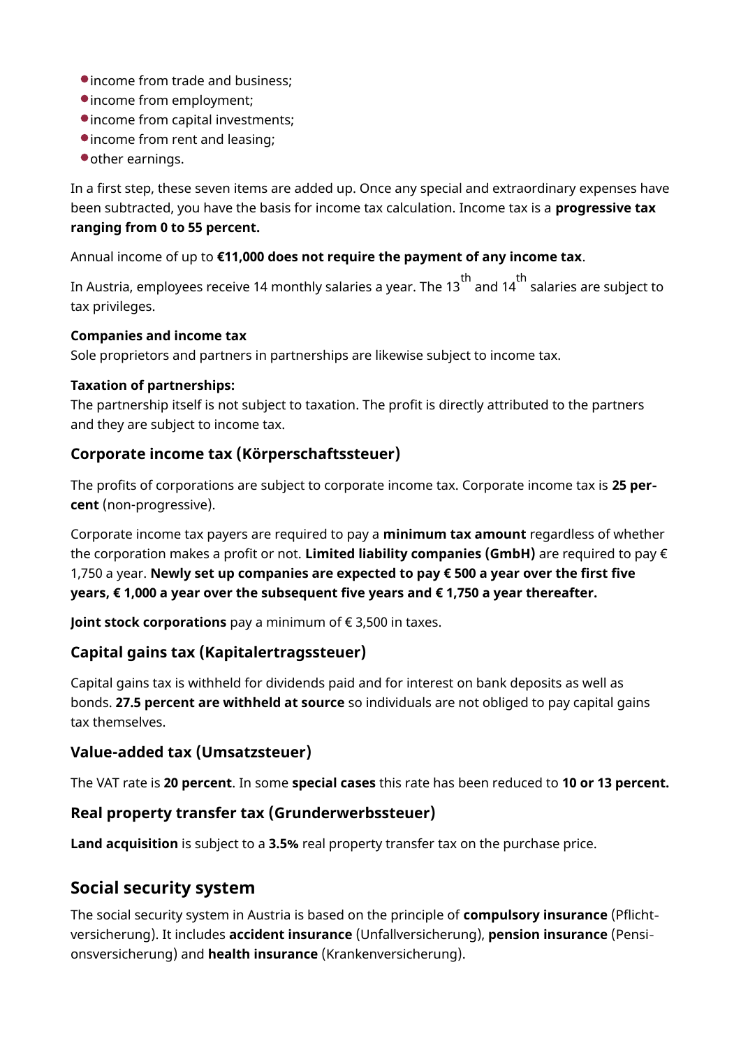- income from trade and business;
- income from employment;
- income from capital investments;
- income from rent and leasing;
- other earnings.

In a first step, these seven items are added up. Once any special and extraordinary expenses have been subtracted, you have the basis for income tax calculation. Income tax is a **progressive tax ranging from 0 to 55 percent.**

Annual income of up to **€11,000 does not require the payment of any income tax**.

In Austria, employees receive 14 monthly salaries a year. The 13th and 14th salaries are subject to tax privileges.

**Companies and income tax**
Sole proprietors and partners in partnerships are likewise subject to income tax.

**Taxation of partnerships:**
The partnership itself is not subject to taxation. The profit is directly attributed to the partners and they are subject to income tax.

### Corporate income tax (Körperschaftssteuer)

The profits of corporations are subject to corporate income tax. Corporate income tax is **25 percent** (non-progressive).

Corporate income tax payers are required to pay a **minimum tax amount** regardless of whether the corporation makes a profit or not. **Limited liability companies (GmbH)** are required to pay € 1,750 a year. **Newly set up companies are expected to pay € 500 a year over the first five years, € 1,000 a year over the subsequent five years and € 1,750 a year thereafter.**

**Joint stock corporations** pay a minimum of € 3,500 in taxes.

### Capital gains tax (Kapitalertragssteuer)

Capital gains tax is withheld for dividends paid and for interest on bank deposits as well as bonds. **27.5 percent are withheld at source** so individuals are not obliged to pay capital gains tax themselves.

### Value-added tax (Umsatzsteuer)

The VAT rate is **20 percent**. In some **special cases** this rate has been reduced to **10 or 13 percent.**

### Real property transfer tax (Grunderwerbssteuer)

**Land acquisition** is subject to a **3.5%** real property transfer tax on the purchase price.

## Social security system

The social security system in Austria is based on the principle of **compulsory insurance** (Pflichtversicherung). It includes **accident insurance** (Unfallversicherung), **pension insurance** (Pensionsversicherung) and **health insurance** (Krankenversicherung).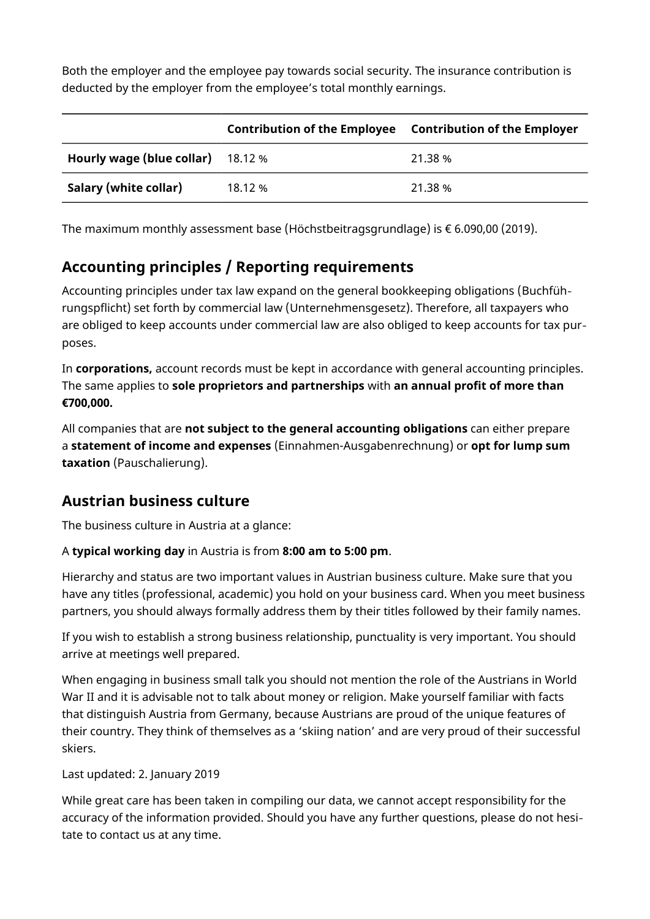Both the employer and the employee pay towards social security. The insurance contribution is deducted by the employer from the employee's total monthly earnings.

| | Contribution of the Employee | Contribution of the Employer |
|---|---|---|
| **Hourly wage (blue collar)** | 18.12 % | 21.38 % |
| **Salary (white collar)** | 18.12 % | 21.38 % |

The maximum monthly assessment base (Höchstbeitragsgrundlage) is € 6.090,00 (2019).

## Accounting principles / Reporting requirements

Accounting principles under tax law expand on the general bookkeeping obligations (Buchführungspflicht) set forth by commercial law (Unternehmensgesetz). Therefore, all taxpayers who are obliged to keep accounts under commercial law are also obliged to keep accounts for tax purposes.

In **corporations,** account records must be kept in accordance with general accounting principles. The same applies to **sole proprietors and partnerships** with **an annual profit of more than €700,000.**

All companies that are **not subject to the general accounting obligations** can either prepare a **statement of income and expenses** (Einnahmen-Ausgabenrechnung) or **opt for lump sum taxation** (Pauschalierung).

## Austrian business culture

The business culture in Austria at a glance:

A **typical working day** in Austria is from **8:00 am to 5:00 pm**.

Hierarchy and status are two important values in Austrian business culture. Make sure that you have any titles (professional, academic) you hold on your business card. When you meet business partners, you should always formally address them by their titles followed by their family names.

If you wish to establish a strong business relationship, punctuality is very important. You should arrive at meetings well prepared.

When engaging in business small talk you should not mention the role of the Austrians in World War II and it is advisable not to talk about money or religion. Make yourself familiar with facts that distinguish Austria from Germany, because Austrians are proud of the unique features of their country. They think of themselves as a 'skiing nation' and are very proud of their successful skiers.

Last updated: 2. January 2019

While great care has been taken in compiling our data, we cannot accept responsibility for the accuracy of the information provided. Should you have any further questions, please do not hesitate to contact us at any time.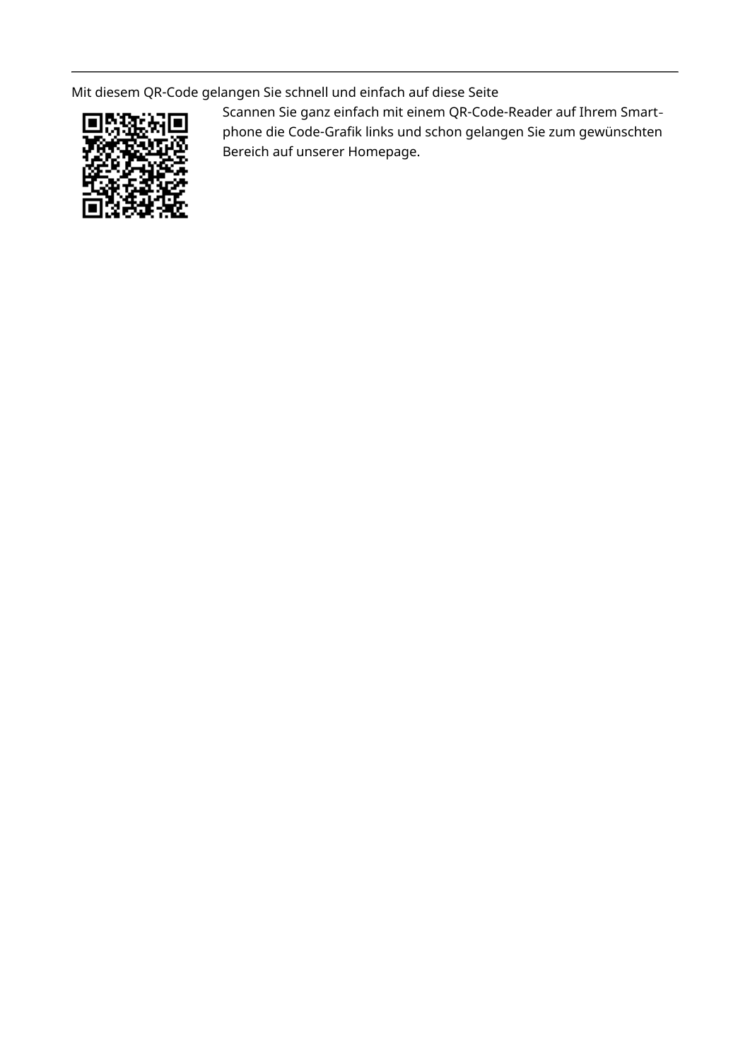Mit diesem QR-Code gelangen Sie schnell und einfach auf diese Seite

Scannen Sie ganz einfach mit einem QR-Code-Reader auf Ihrem Smartphone die Code-Grafik links und schon gelangen Sie zum gewünschten Bereich auf unserer Homepage.